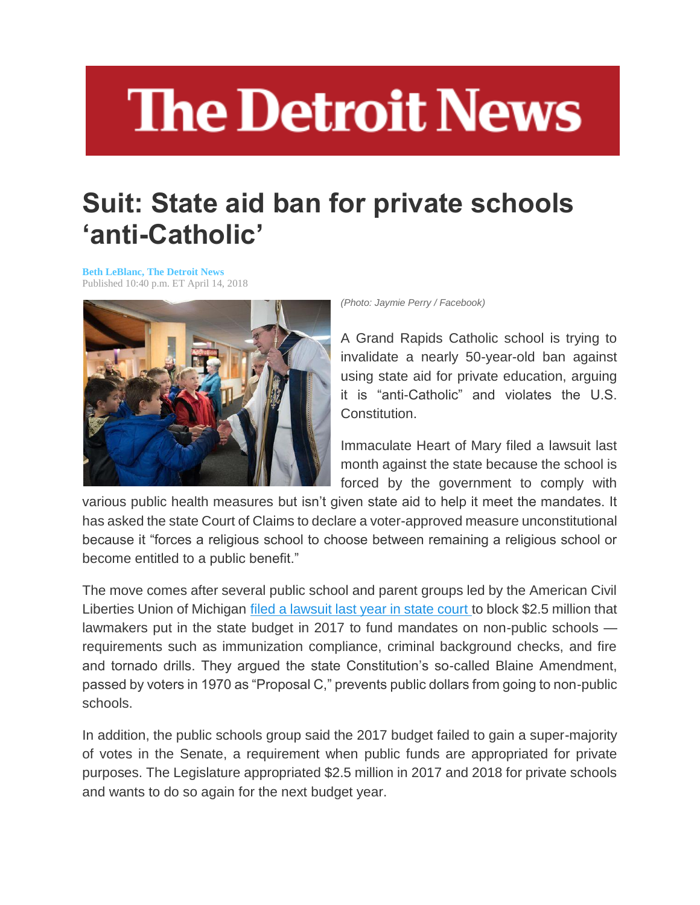# The Detroit News

## Suit: State aid ban for private schools 'anti-Catholic'

**Beth LeBlanc, The Detroit News**
Published 10:40 p.m. ET April 14, 2018

*(Photo: Jaymie Perry / Facebook)*

A Grand Rapids Catholic school is trying to invalidate a nearly 50-year-old ban against using state aid for private education, arguing it is "anti-Catholic" and violates the U.S. Constitution.

Immaculate Heart of Mary filed a lawsuit last month against the state because the school is forced by the government to comply with various public health measures but isn't given state aid to help it meet the mandates. It has asked the state Court of Claims to declare a voter-approved measure unconstitutional because it "forces a religious school to choose between remaining a religious school or become entitled to a public benefit."

The move comes after several public school and parent groups led by the American Civil Liberties Union of Michigan [filed a lawsuit last year in state court](#) to block $2.5 million that lawmakers put in the state budget in 2017 to fund mandates on non-public schools — requirements such as immunization compliance, criminal background checks, and fire and tornado drills. They argued the state Constitution's so-called Blaine Amendment, passed by voters in 1970 as "Proposal C," prevents public dollars from going to non-public schools.

In addition, the public schools group said the 2017 budget failed to gain a super-majority of votes in the Senate, a requirement when public funds are appropriated for private purposes. The Legislature appropriated $2.5 million in 2017 and 2018 for private schools and wants to do so again for the next budget year.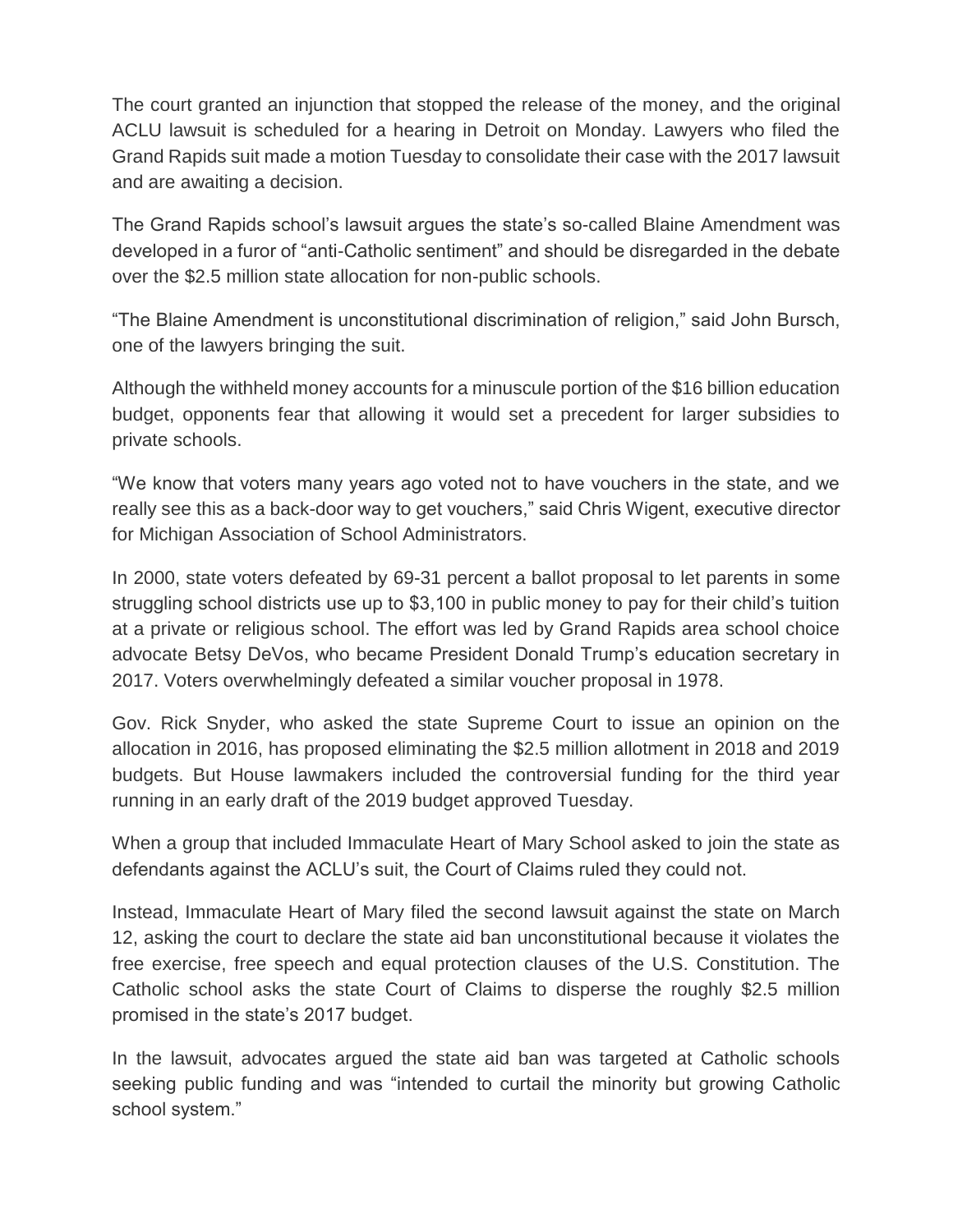The court granted an injunction that stopped the release of the money, and the original ACLU lawsuit is scheduled for a hearing in Detroit on Monday. Lawyers who filed the Grand Rapids suit made a motion Tuesday to consolidate their case with the 2017 lawsuit and are awaiting a decision.

The Grand Rapids school's lawsuit argues the state's so-called Blaine Amendment was developed in a furor of "anti-Catholic sentiment" and should be disregarded in the debate over the $2.5 million state allocation for non-public schools.

"The Blaine Amendment is unconstitutional discrimination of religion," said John Bursch, one of the lawyers bringing the suit.

Although the withheld money accounts for a minuscule portion of the $16 billion education budget, opponents fear that allowing it would set a precedent for larger subsidies to private schools.

"We know that voters many years ago voted not to have vouchers in the state, and we really see this as a back-door way to get vouchers," said Chris Wigent, executive director for Michigan Association of School Administrators.

In 2000, state voters defeated by 69-31 percent a ballot proposal to let parents in some struggling school districts use up to $3,100 in public money to pay for their child's tuition at a private or religious school. The effort was led by Grand Rapids area school choice advocate Betsy DeVos, who became President Donald Trump's education secretary in 2017. Voters overwhelmingly defeated a similar voucher proposal in 1978.

Gov. Rick Snyder, who asked the state Supreme Court to issue an opinion on the allocation in 2016, has proposed eliminating the $2.5 million allotment in 2018 and 2019 budgets. But House lawmakers included the controversial funding for the third year running in an early draft of the 2019 budget approved Tuesday.

When a group that included Immaculate Heart of Mary School asked to join the state as defendants against the ACLU's suit, the Court of Claims ruled they could not.

Instead, Immaculate Heart of Mary filed the second lawsuit against the state on March 12, asking the court to declare the state aid ban unconstitutional because it violates the free exercise, free speech and equal protection clauses of the U.S. Constitution. The Catholic school asks the state Court of Claims to disperse the roughly $2.5 million promised in the state's 2017 budget.

In the lawsuit, advocates argued the state aid ban was targeted at Catholic schools seeking public funding and was "intended to curtail the minority but growing Catholic school system."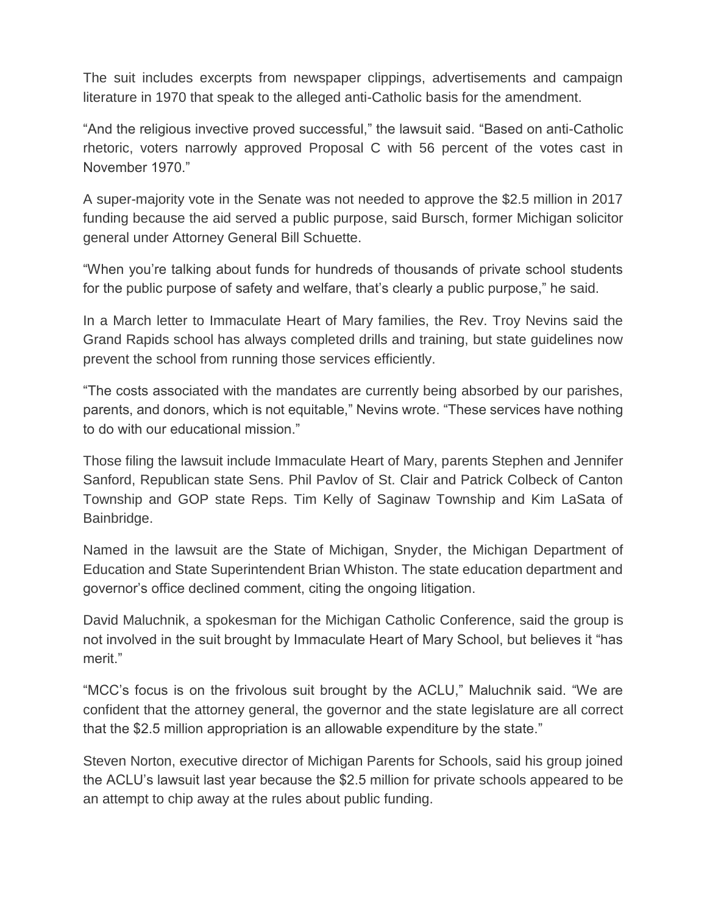The suit includes excerpts from newspaper clippings, advertisements and campaign literature in 1970 that speak to the alleged anti-Catholic basis for the amendment.

"And the religious invective proved successful," the lawsuit said. "Based on anti-Catholic rhetoric, voters narrowly approved Proposal C with 56 percent of the votes cast in November 1970."

A super-majority vote in the Senate was not needed to approve the $2.5 million in 2017 funding because the aid served a public purpose, said Bursch, former Michigan solicitor general under Attorney General Bill Schuette.

"When you're talking about funds for hundreds of thousands of private school students for the public purpose of safety and welfare, that's clearly a public purpose," he said.

In a March letter to Immaculate Heart of Mary families, the Rev. Troy Nevins said the Grand Rapids school has always completed drills and training, but state guidelines now prevent the school from running those services efficiently.

"The costs associated with the mandates are currently being absorbed by our parishes, parents, and donors, which is not equitable," Nevins wrote. "These services have nothing to do with our educational mission."

Those filing the lawsuit include Immaculate Heart of Mary, parents Stephen and Jennifer Sanford, Republican state Sens. Phil Pavlov of St. Clair and Patrick Colbeck of Canton Township and GOP state Reps. Tim Kelly of Saginaw Township and Kim LaSata of Bainbridge.

Named in the lawsuit are the State of Michigan, Snyder, the Michigan Department of Education and State Superintendent Brian Whiston. The state education department and governor's office declined comment, citing the ongoing litigation.

David Maluchnik, a spokesman for the Michigan Catholic Conference, said the group is not involved in the suit brought by Immaculate Heart of Mary School, but believes it "has merit."

"MCC's focus is on the frivolous suit brought by the ACLU," Maluchnik said. "We are confident that the attorney general, the governor and the state legislature are all correct that the $2.5 million appropriation is an allowable expenditure by the state."

Steven Norton, executive director of Michigan Parents for Schools, said his group joined the ACLU's lawsuit last year because the $2.5 million for private schools appeared to be an attempt to chip away at the rules about public funding.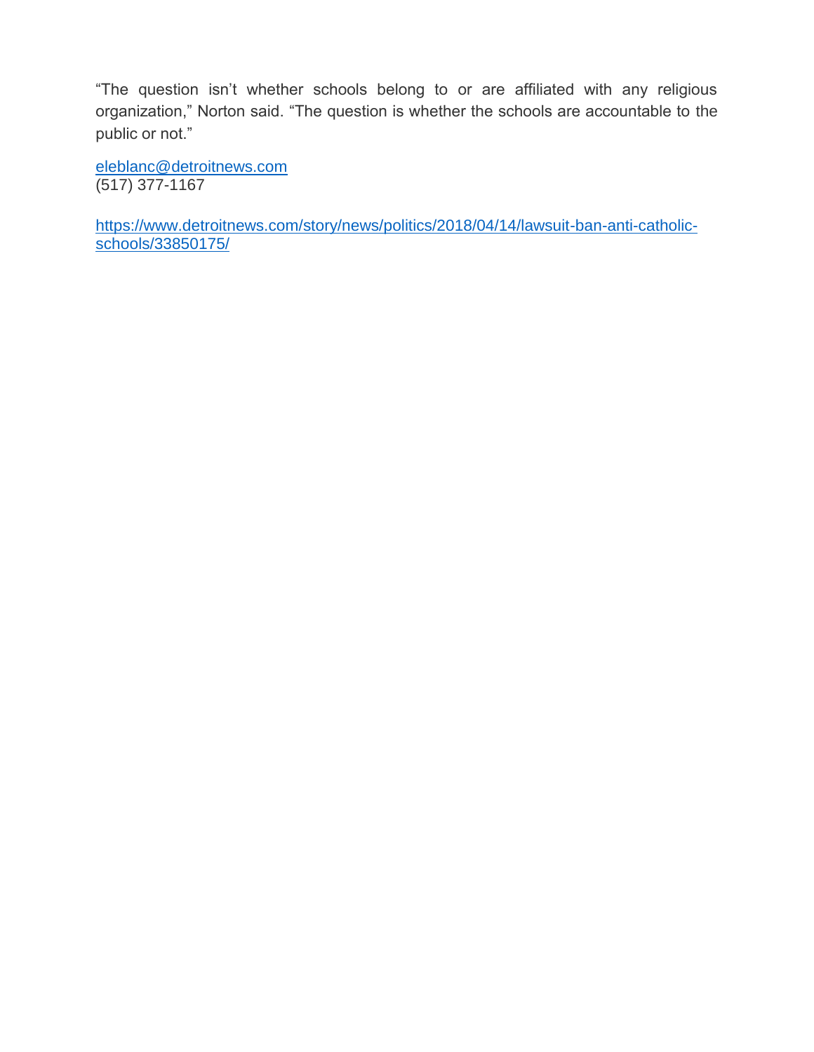“The question isn’t whether schools belong to or are affiliated with any religious organization,” Norton said. “The question is whether the schools are accountable to the public or not.”

[eleblanc@detroitnews.com](mailto:eleblanc@detroitnews.com)
(517) 377-1167

[https://www.detroitnews.com/story/news/politics/2018/04/14/lawsuit-ban-anti-catholic-schools/33850175/](https://www.detroitnews.com/story/news/politics/2018/04/14/lawsuit-ban-anti-catholic-schools/33850175/)